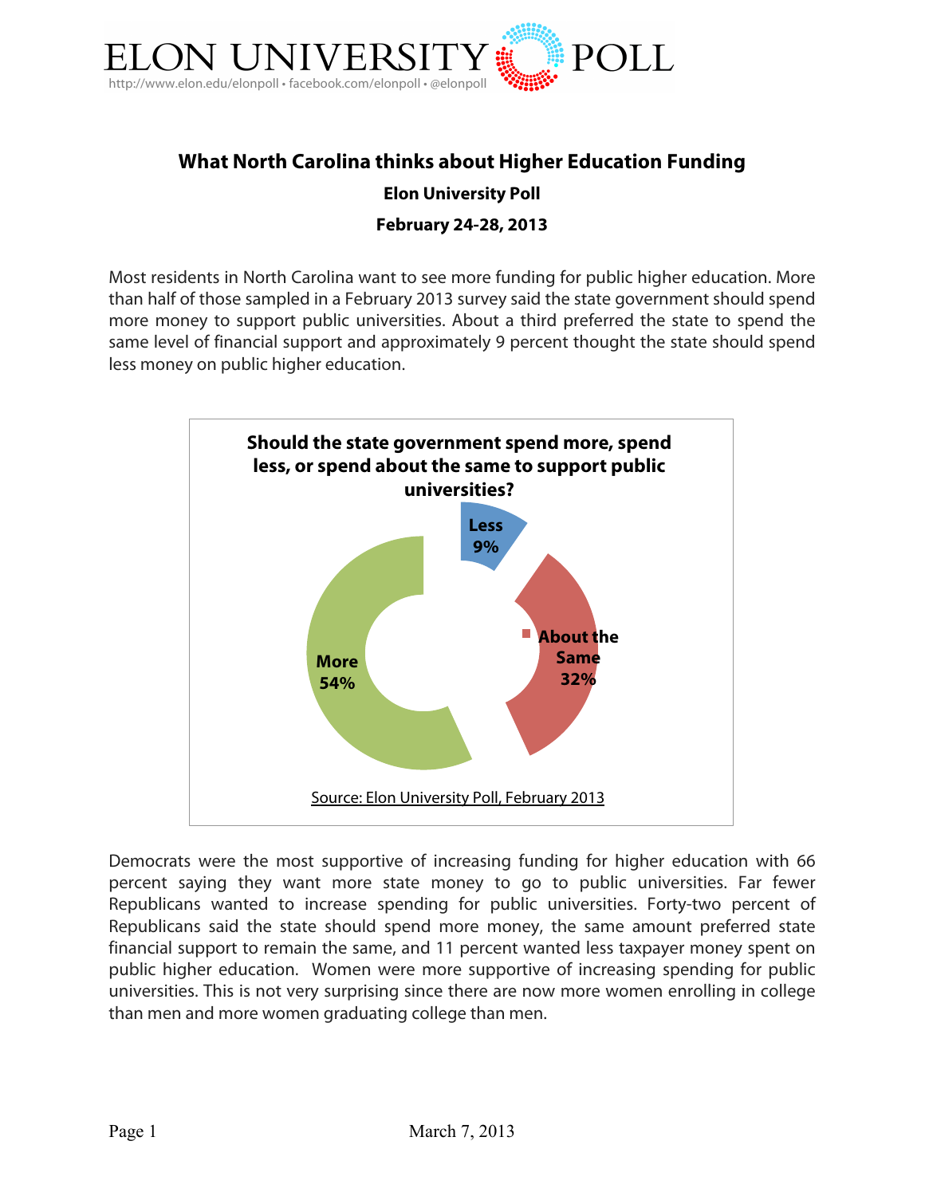# What North Carolina thinks about Higher Education Funding

**Elon University Poll**

**February 24-28, 2013**

Most residents in North Carolina want to see more funding for public higher education. More than half of those sampled in a February 2013 survey said the state government should spend more money to support public universities. About a third preferred the state to spend the same level of financial support and approximately 9 percent thought the state should spend less money on public higher education.

**Should the state government spend more, spend less, or spend about the same to support public universities?**

| Response | Percent |
| --- | --- |
| More | 54% |
| About the Same | 32% |
| Less | 9% |

Source: Elon University Poll, February 2013

Democrats were the most supportive of increasing funding for higher education with 66 percent saying they want more state money to go to public universities. Far fewer Republicans wanted to increase spending for public universities. Forty-two percent of Republicans said the state should spend more money, the same amount preferred state financial support to remain the same, and 11 percent wanted less taxpayer money spent on public higher education. Women were more supportive of increasing spending for public universities. This is not very surprising since there are now more women enrolling in college than men and more women graduating college than men.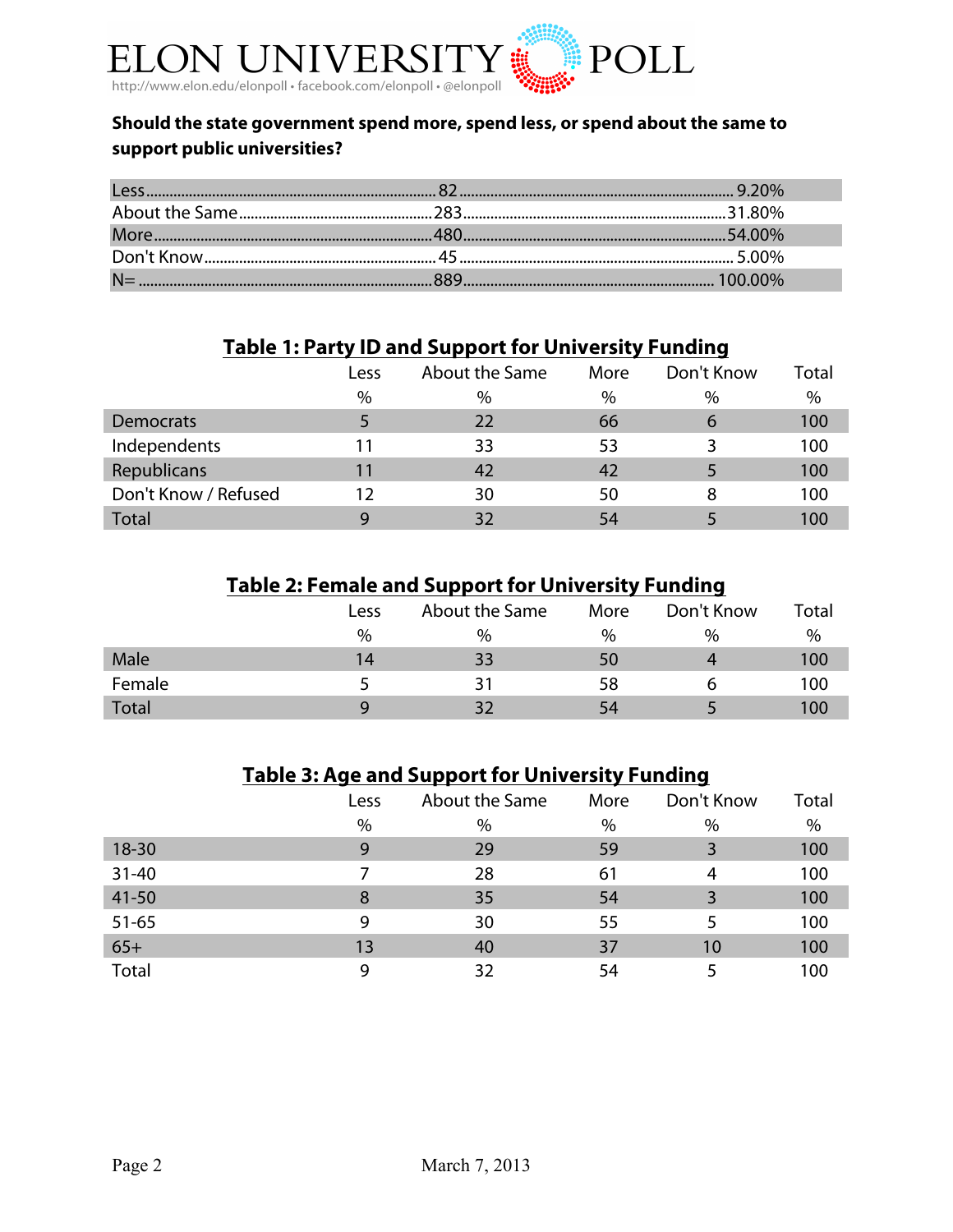**Should the state government spend more, spend less, or spend about the same to support public universities?**

| | | |
|---|---|---|
| Less | 82 | 9.20% |
| About the Same | 283 | 31.80% |
| More | 480 | 54.00% |
| Don't Know | 45 | 5.00% |
| N= | 889 | 100.00% |

**Table 1: Party ID and Support for University Funding**

| | Less | About the Same | More | Don't Know | Total |
|---|---|---|---|---|---|
| | % | % | % | % | % |
| Democrats | 5 | 22 | 66 | 6 | 100 |
| Independents | 11 | 33 | 53 | 3 | 100 |
| Republicans | 11 | 42 | 42 | 5 | 100 |
| Don't Know / Refused | 12 | 30 | 50 | 8 | 100 |
| Total | 9 | 32 | 54 | 5 | 100 |

**Table 2: Female and Support for University Funding**

| | Less | About the Same | More | Don't Know | Total |
|---|---|---|---|---|---|
| | % | % | % | % | % |
| Male | 14 | 33 | 50 | 4 | 100 |
| Female | 5 | 31 | 58 | 6 | 100 |
| Total | 9 | 32 | 54 | 5 | 100 |

**Table 3: Age and Support for University Funding**

| | Less | About the Same | More | Don't Know | Total |
|---|---|---|---|---|---|
| | % | % | % | % | % |
| 18-30 | 9 | 29 | 59 | 3 | 100 |
| 31-40 | 7 | 28 | 61 | 4 | 100 |
| 41-50 | 8 | 35 | 54 | 3 | 100 |
| 51-65 | 9 | 30 | 55 | 5 | 100 |
| 65+ | 13 | 40 | 37 | 10 | 100 |
| Total | 9 | 32 | 54 | 5 | 100 |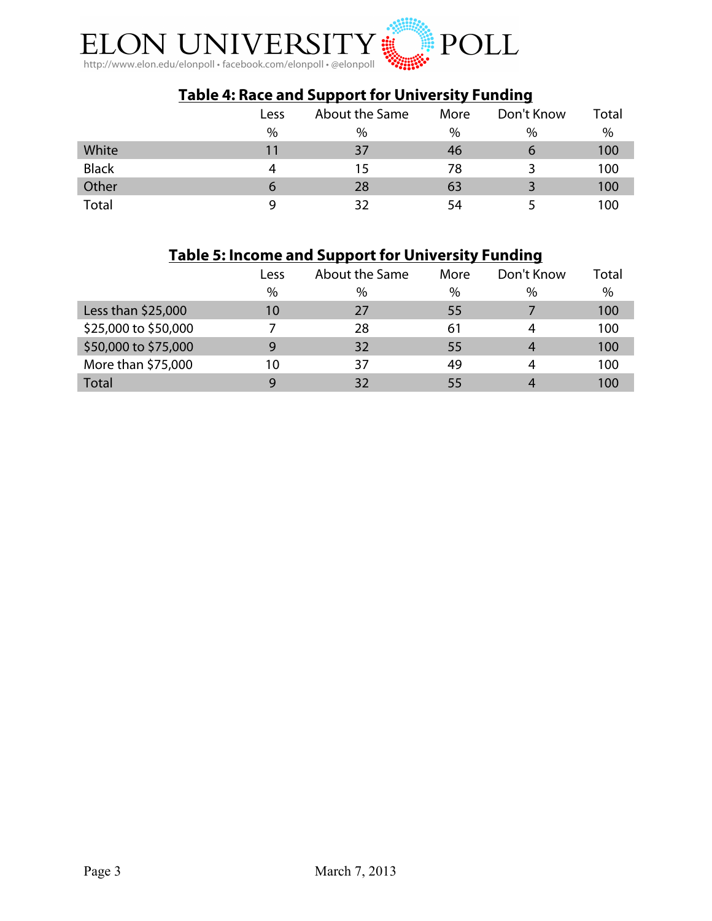## Table 4: Race and Support for University Funding

| | Less | About the Same | More | Don't Know | Total |
|---|---|---|---|---|---|
| | % | % | % | % | % |
| White | 11 | 37 | 46 | 6 | 100 |
| Black | 4 | 15 | 78 | 3 | 100 |
| Other | 6 | 28 | 63 | 3 | 100 |
| Total | 9 | 32 | 54 | 5 | 100 |

## Table 5: Income and Support for University Funding

| | Less | About the Same | More | Don't Know | Total |
|---|---|---|---|---|---|
| | % | % | % | % | % |
| Less than $25,000 | 10 | 27 | 55 | 7 | 100 |
| $25,000 to $50,000 | 7 | 28 | 61 | 4 | 100 |
| $50,000 to $75,000 | 9 | 32 | 55 | 4 | 100 |
| More than $75,000 | 10 | 37 | 49 | 4 | 100 |
| Total | 9 | 32 | 55 | 4 | 100 |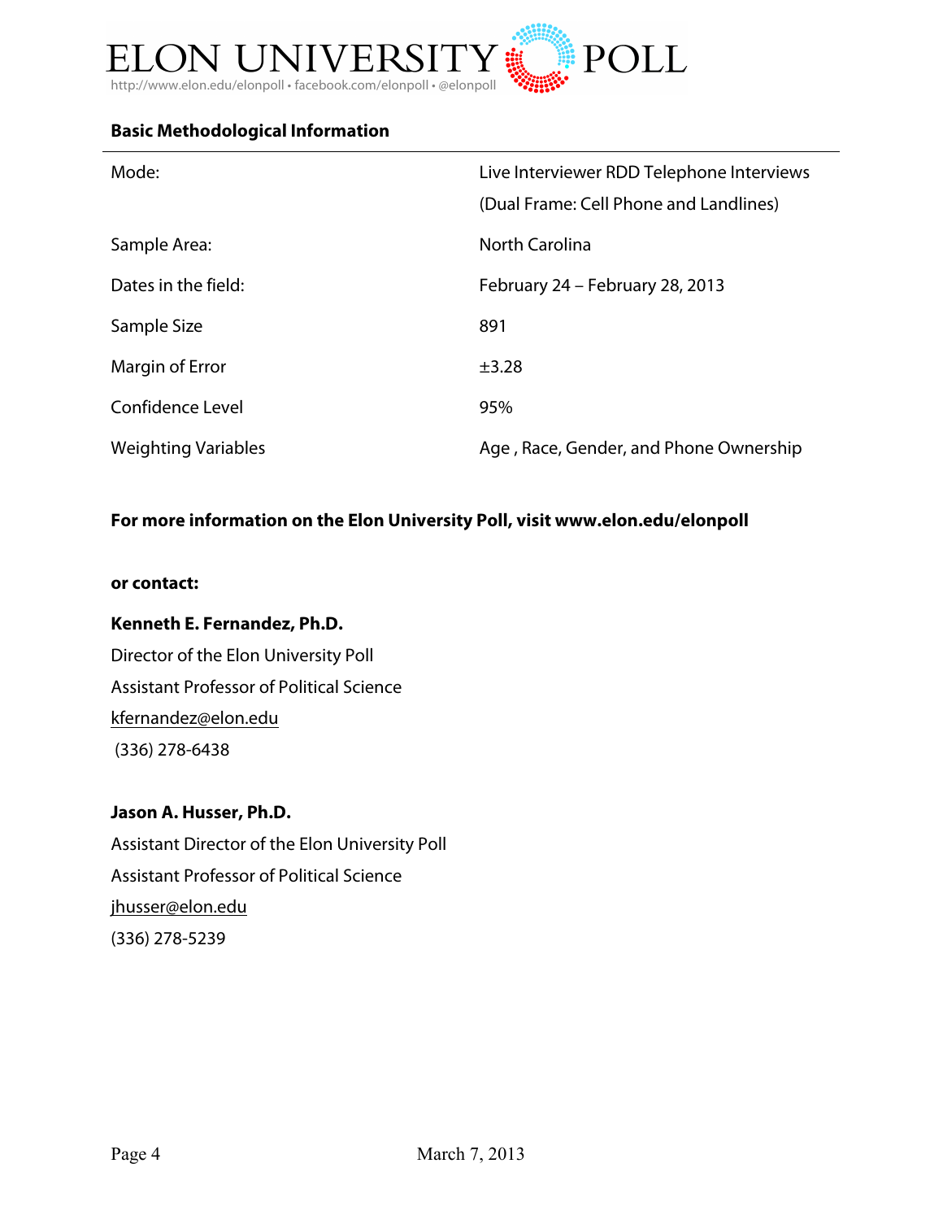# ELON UNIVERSITY POLL

http://www.elon.edu/elonpoll • facebook.com/elonpoll • @elonpoll

**Basic Methodological Information**

| | |
|---|---|
| Mode: | Live Interviewer RDD Telephone Interviews (Dual Frame: Cell Phone and Landlines) |
| Sample Area: | North Carolina |
| Dates in the field: | February 24 – February 28, 2013 |
| Sample Size | 891 |
| Margin of Error | ±3.28 |
| Confidence Level | 95% |
| Weighting Variables | Age , Race, Gender, and Phone Ownership |

**For more information on the Elon University Poll, visit www.elon.edu/elonpoll**

**or contact:**

**Kenneth E. Fernandez, Ph.D.**
Director of the Elon University Poll
Assistant Professor of Political Science
kfernandez@elon.edu
(336) 278-6438

**Jason A. Husser, Ph.D.**
Assistant Director of the Elon University Poll
Assistant Professor of Political Science
jhusser@elon.edu
(336) 278-5239

March 7, 2013